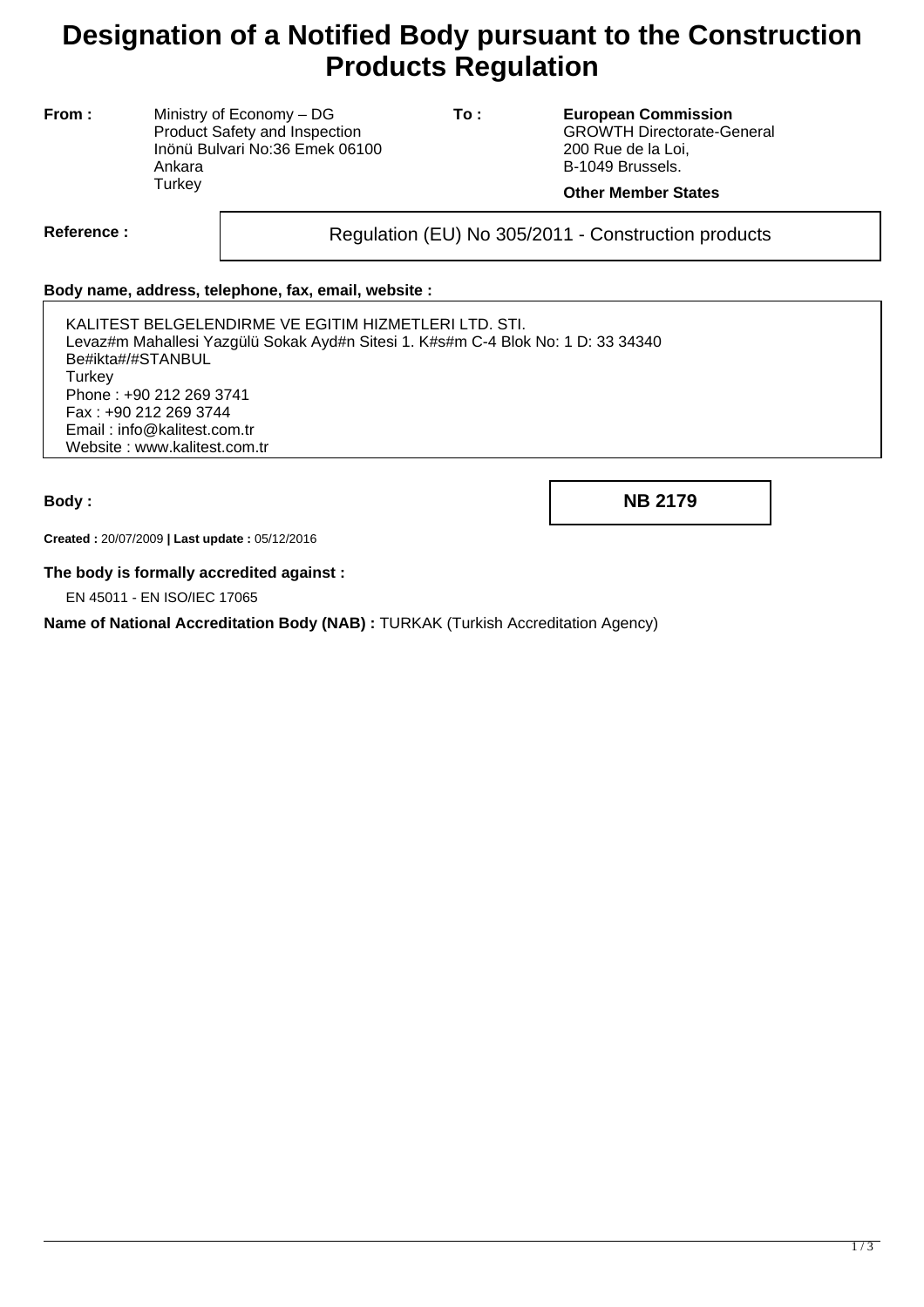# Designation of a Notified Body pursuant to the Construction Products Regulation

**From :** Ministry of Economy – DG Product Safety and Inspection
Inönü Bulvari No:36 Emek 06100
Ankara
Turkey

**To :** **European Commission**
GROWTH Directorate-General
200 Rue de la Loi,
B-1049 Brussels.

**Other Member States**

**Reference :** Regulation (EU) No 305/2011 - Construction products

**Body name, address, telephone, fax, email, website :**

KALITEST BELGELENDIRME VE EGITIM HIZMETLERI LTD. STI.
Levaz#m Mahallesi Yazgülü Sokak Ayd#n Sitesi 1. K#s#m C-4 Blok No: 1 D: 33 34340
Be#ikta#/#STANBUL
Turkey
Phone : +90 212 269 3741
Fax : +90 212 269 3744
Email : info@kalitest.com.tr
Website : www.kalitest.com.tr

**Body :** **NB 2179**

**Created :** 20/07/2009 **| Last update :** 05/12/2016

**The body is formally accredited against :**

EN 45011 - EN ISO/IEC 17065

**Name of National Accreditation Body (NAB) :** TURKAK (Turkish Accreditation Agency)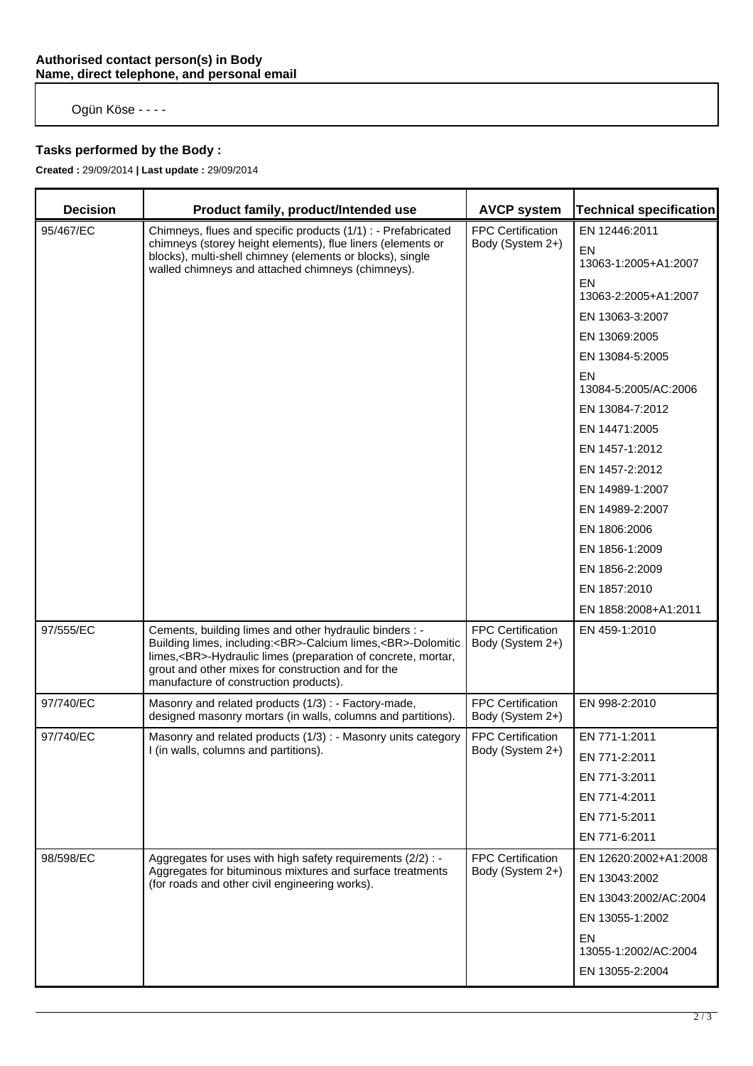**Authorised contact person(s) in Body**
**Name, direct telephone, and personal email**

Ogün Köse - - - -

## Tasks performed by the Body :

**Created :** 29/09/2014 **| Last update :** 29/09/2014

| Decision | Product family, product/Intended use | AVCP system | Technical specification |
|---|---|---|---|
| 95/467/EC | Chimneys, flues and specific products (1/1) : - Prefabricated chimneys (storey height elements), flue liners (elements or blocks), multi-shell chimney (elements or blocks), single walled chimneys and attached chimneys (chimneys). | FPC Certification Body (System 2+) | EN 12446:2011<br>EN 13063-1:2005+A1:2007<br>EN 13063-2:2005+A1:2007<br>EN 13063-3:2007<br>EN 13069:2005<br>EN 13084-5:2005<br>EN 13084-5:2005/AC:2006<br>EN 13084-7:2012<br>EN 14471:2005<br>EN 1457-1:2012<br>EN 1457-2:2012<br>EN 14989-1:2007<br>EN 14989-2:2007<br>EN 1806:2006<br>EN 1856-1:2009<br>EN 1856-2:2009<br>EN 1857:2010<br>EN 1858:2008+A1:2011 |
| 97/555/EC | Cements, building limes and other hydraulic binders : - Building limes, including:<BR>-Calcium limes,<BR>-Dolomitic limes,<BR>-Hydraulic limes (preparation of concrete, mortar, grout and other mixes for construction and for the manufacture of construction products). | FPC Certification Body (System 2+) | EN 459-1:2010 |
| 97/740/EC | Masonry and related products (1/3) : - Factory-made, designed masonry mortars (in walls, columns and partitions). | FPC Certification Body (System 2+) | EN 998-2:2010 |
| 97/740/EC | Masonry and related products (1/3) : - Masonry units category I (in walls, columns and partitions). | FPC Certification Body (System 2+) | EN 771-1:2011<br>EN 771-2:2011<br>EN 771-3:2011<br>EN 771-4:2011<br>EN 771-5:2011<br>EN 771-6:2011 |
| 98/598/EC | Aggregates for uses with high safety requirements (2/2) : - Aggregates for bituminous mixtures and surface treatments (for roads and other civil engineering works). | FPC Certification Body (System 2+) | EN 12620:2002+A1:2008<br>EN 13043:2002<br>EN 13043:2002/AC:2004<br>EN 13055-1:2002<br>EN 13055-1:2002/AC:2004<br>EN 13055-2:2004 |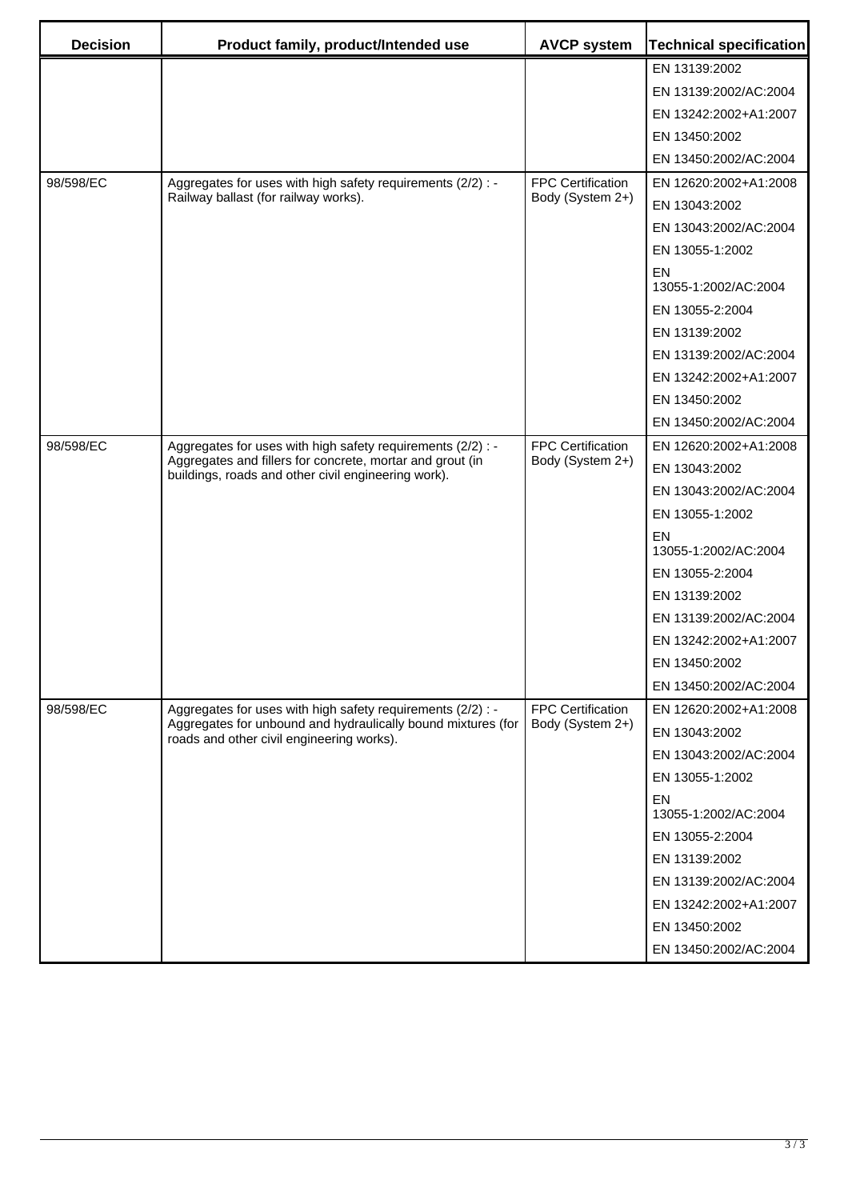| Decision | Product family, product/Intended use | AVCP system | Technical specification |
| --- | --- | --- | --- |
| | | | EN 13139:2002 |
| | | | EN 13139:2002/AC:2004 |
| | | | EN 13242:2002+A1:2007 |
| | | | EN 13450:2002 |
| | | | EN 13450:2002/AC:2004 |
| 98/598/EC | Aggregates for uses with high safety requirements (2/2) : - Railway ballast (for railway works). | FPC Certification Body (System 2+) | EN 12620:2002+A1:2008 |
| | | | EN 13043:2002 |
| | | | EN 13043:2002/AC:2004 |
| | | | EN 13055-1:2002 |
| | | | EN 13055-1:2002/AC:2004 |
| | | | EN 13055-2:2004 |
| | | | EN 13139:2002 |
| | | | EN 13139:2002/AC:2004 |
| | | | EN 13242:2002+A1:2007 |
| | | | EN 13450:2002 |
| | | | EN 13450:2002/AC:2004 |
| 98/598/EC | Aggregates for uses with high safety requirements (2/2) : - Aggregates and fillers for concrete, mortar and grout (in buildings, roads and other civil engineering work). | FPC Certification Body (System 2+) | EN 12620:2002+A1:2008 |
| | | | EN 13043:2002 |
| | | | EN 13043:2002/AC:2004 |
| | | | EN 13055-1:2002 |
| | | | EN 13055-1:2002/AC:2004 |
| | | | EN 13055-2:2004 |
| | | | EN 13139:2002 |
| | | | EN 13139:2002/AC:2004 |
| | | | EN 13242:2002+A1:2007 |
| | | | EN 13450:2002 |
| | | | EN 13450:2002/AC:2004 |
| 98/598/EC | Aggregates for uses with high safety requirements (2/2) : - Aggregates for unbound and hydraulically bound mixtures (for roads and other civil engineering works). | FPC Certification Body (System 2+) | EN 12620:2002+A1:2008 |
| | | | EN 13043:2002 |
| | | | EN 13043:2002/AC:2004 |
| | | | EN 13055-1:2002 |
| | | | EN 13055-1:2002/AC:2004 |
| | | | EN 13055-2:2004 |
| | | | EN 13139:2002 |
| | | | EN 13139:2002/AC:2004 |
| | | | EN 13242:2002+A1:2007 |
| | | | EN 13450:2002 |
| | | | EN 13450:2002/AC:2004 |